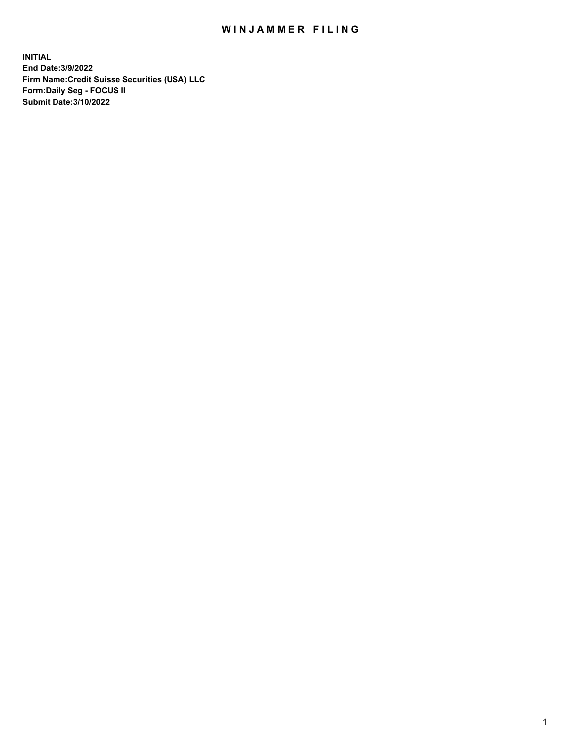# WINJAMMER FILING

**INITIAL**
**End Date:3/9/2022**
**Firm Name:Credit Suisse Securities (USA) LLC**
**Form:Daily Seg - FOCUS II**
**Submit Date:3/10/2022**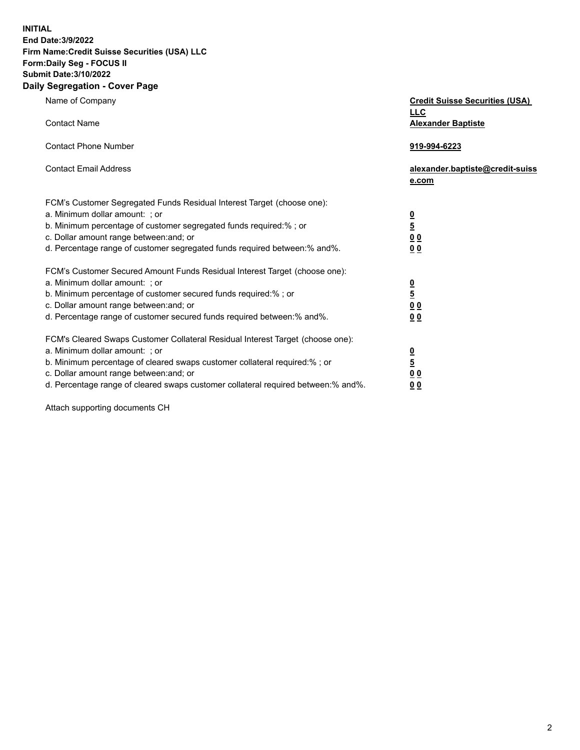**INITIAL**
**End Date:3/9/2022**
**Firm Name:Credit Suisse Securities (USA) LLC**
**Form:Daily Seg - FOCUS II**
**Submit Date:3/10/2022**

## Daily Segregation - Cover Page

| | |
|---|---|
| Name of Company | **Credit Suisse Securities (USA) LLC** |
| Contact Name | **Alexander Baptiste** |
| Contact Phone Number | **919-994-6223** |
| Contact Email Address | **alexander.baptiste@credit-suisse.com** |
| FCM's Customer Segregated Funds Residual Interest Target (choose one): | |
| a. Minimum dollar amount: ; or | **0** |
| b. Minimum percentage of customer segregated funds required:% ; or | **5** |
| c. Dollar amount range between:and; or | **0 0** |
| d. Percentage range of customer segregated funds required between:% and%. | **0 0** |
| FCM's Customer Secured Amount Funds Residual Interest Target (choose one): | |
| a. Minimum dollar amount: ; or | **0** |
| b. Minimum percentage of customer secured funds required:% ; or | **5** |
| c. Dollar amount range between:and; or | **0 0** |
| d. Percentage range of customer secured funds required between:% and%. | **0 0** |
| FCM's Cleared Swaps Customer Collateral Residual Interest Target (choose one): | |
| a. Minimum dollar amount: ; or | **0** |
| b. Minimum percentage of cleared swaps customer collateral required:% ; or | **5** |
| c. Dollar amount range between:and; or | **0 0** |
| d. Percentage range of cleared swaps customer collateral required between:% and%. | **0 0** |

Attach supporting documents CH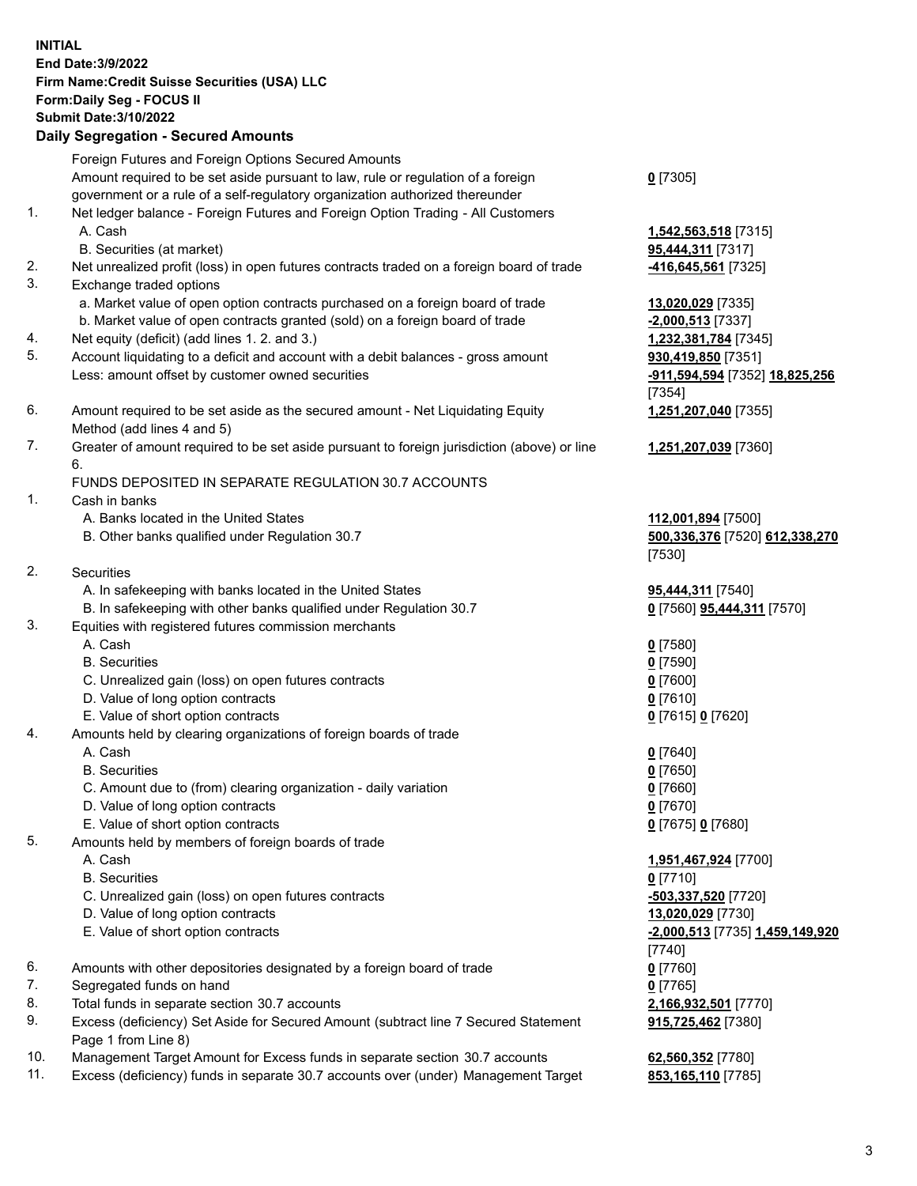**INITIAL**
**End Date:3/9/2022**
**Firm Name:Credit Suisse Securities (USA) LLC**
**Form:Daily Seg - FOCUS II**
**Submit Date:3/10/2022**

## Daily Segregation - Secured Amounts

| | | |
|---|---|---|
| | Foreign Futures and Foreign Options Secured Amounts | |
| | Amount required to be set aside pursuant to law, rule or regulation of a foreign government or a rule of a self-regulatory organization authorized thereunder | **0** [7305] |
| 1. | Net ledger balance - Foreign Futures and Foreign Option Trading - All Customers | |
| | A. Cash | **1,542,563,518** [7315] |
| | B. Securities (at market) | **95,444,311** [7317] |
| 2. | Net unrealized profit (loss) in open futures contracts traded on a foreign board of trade | **-416,645,561** [7325] |
| 3. | Exchange traded options | |
| | a. Market value of open option contracts purchased on a foreign board of trade | **13,020,029** [7335] |
| | b. Market value of open contracts granted (sold) on a foreign board of trade | **-2,000,513** [7337] |
| 4. | Net equity (deficit) (add lines 1. 2. and 3.) | **1,232,381,784** [7345] |
| 5. | Account liquidating to a deficit and account with a debit balances - gross amount | **930,419,850** [7351] |
| | Less: amount offset by customer owned securities | **-911,594,594** [7352] **18,825,256** [7354] |
| 6. | Amount required to be set aside as the secured amount - Net Liquidating Equity Method (add lines 4 and 5) | **1,251,207,040** [7355] |
| 7. | Greater of amount required to be set aside pursuant to foreign jurisdiction (above) or line 6. | **1,251,207,039** [7360] |
| | FUNDS DEPOSITED IN SEPARATE REGULATION 30.7 ACCOUNTS | |
| 1. | Cash in banks | |
| | A. Banks located in the United States | **112,001,894** [7500] |
| | B. Other banks qualified under Regulation 30.7 | **500,336,376** [7520] **612,338,270** [7530] |
| 2. | Securities | |
| | A. In safekeeping with banks located in the United States | **95,444,311** [7540] |
| | B. In safekeeping with other banks qualified under Regulation 30.7 | **0** [7560] **95,444,311** [7570] |
| 3. | Equities with registered futures commission merchants | |
| | A. Cash | **0** [7580] |
| | B. Securities | **0** [7590] |
| | C. Unrealized gain (loss) on open futures contracts | **0** [7600] |
| | D. Value of long option contracts | **0** [7610] |
| | E. Value of short option contracts | **0** [7615] **0** [7620] |
| 4. | Amounts held by clearing organizations of foreign boards of trade | |
| | A. Cash | **0** [7640] |
| | B. Securities | **0** [7650] |
| | C. Amount due to (from) clearing organization - daily variation | **0** [7660] |
| | D. Value of long option contracts | **0** [7670] |
| | E. Value of short option contracts | **0** [7675] **0** [7680] |
| 5. | Amounts held by members of foreign boards of trade | |
| | A. Cash | **1,951,467,924** [7700] |
| | B. Securities | **0** [7710] |
| | C. Unrealized gain (loss) on open futures contracts | **-503,337,520** [7720] |
| | D. Value of long option contracts | **13,020,029** [7730] |
| | E. Value of short option contracts | **-2,000,513** [7735] **1,459,149,920** [7740] |
| 6. | Amounts with other depositories designated by a foreign board of trade | **0** [7760] |
| 7. | Segregated funds on hand | **0** [7765] |
| 8. | Total funds in separate section 30.7 accounts | **2,166,932,501** [7770] |
| 9. | Excess (deficiency) Set Aside for Secured Amount (subtract line 7 Secured Statement Page 1 from Line 8) | **915,725,462** [7380] |
| 10. | Management Target Amount for Excess funds in separate section 30.7 accounts | **62,560,352** [7780] |
| 11. | Excess (deficiency) funds in separate 30.7 accounts over (under) Management Target | **853,165,110** [7785] |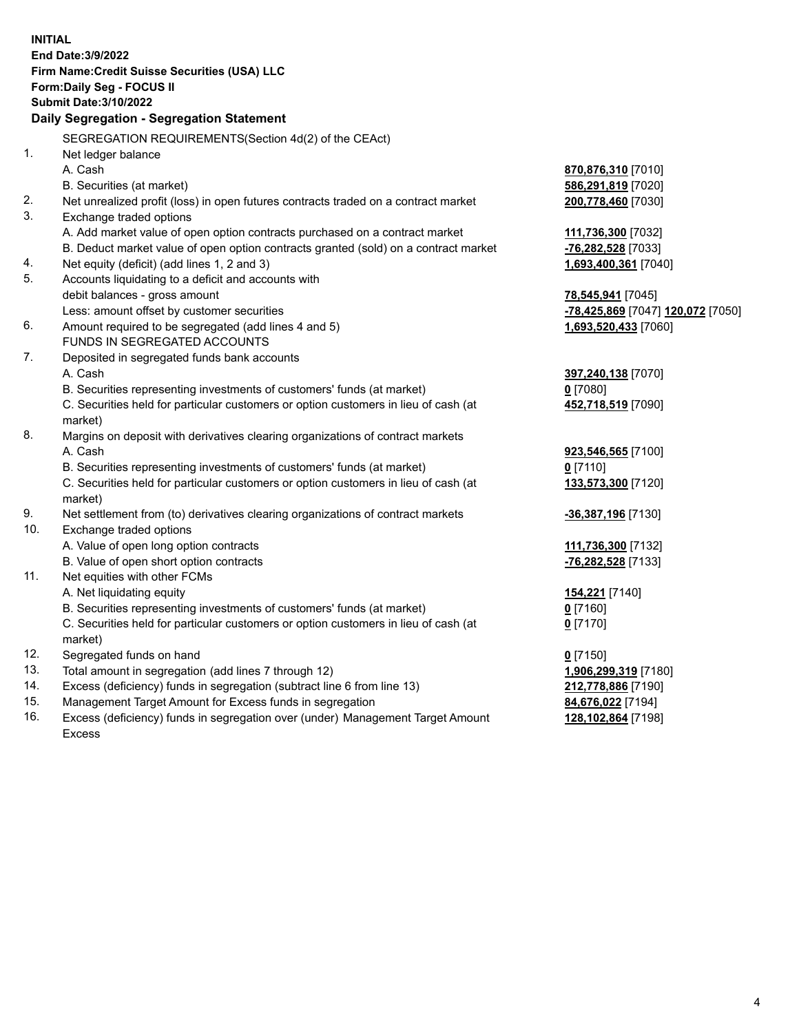**INITIAL**
**End Date:3/9/2022**
**Firm Name:Credit Suisse Securities (USA) LLC**
**Form:Daily Seg - FOCUS II**
**Submit Date:3/10/2022**

## Daily Segregation - Segregation Statement

SEGREGATION REQUIREMENTS(Section 4d(2) of the CEAct)

| | | |
|---|---|---|
| 1. | Net ledger balance | |
| | A. Cash | **870,876,310** [7010] |
| | B. Securities (at market) | **586,291,819** [7020] |
| 2. | Net unrealized profit (loss) in open futures contracts traded on a contract market | **200,778,460** [7030] |
| 3. | Exchange traded options | |
| | A. Add market value of open option contracts purchased on a contract market | **111,736,300** [7032] |
| | B. Deduct market value of open option contracts granted (sold) on a contract market | **-76,282,528** [7033] |
| 4. | Net equity (deficit) (add lines 1, 2 and 3) | **1,693,400,361** [7040] |
| 5. | Accounts liquidating to a deficit and accounts with debit balances - gross amount | **78,545,941** [7045] |
| | Less: amount offset by customer securities | **-78,425,869** [7047] **120,072** [7050] |
| 6. | Amount required to be segregated (add lines 4 and 5) | **1,693,520,433** [7060] |
| | FUNDS IN SEGREGATED ACCOUNTS | |
| 7. | Deposited in segregated funds bank accounts | |
| | A. Cash | **397,240,138** [7070] |
| | B. Securities representing investments of customers' funds (at market) | **0** [7080] |
| | C. Securities held for particular customers or option customers in lieu of cash (at market) | **452,718,519** [7090] |
| 8. | Margins on deposit with derivatives clearing organizations of contract markets | |
| | A. Cash | **923,546,565** [7100] |
| | B. Securities representing investments of customers' funds (at market) | **0** [7110] |
| | C. Securities held for particular customers or option customers in lieu of cash (at market) | **133,573,300** [7120] |
| 9. | Net settlement from (to) derivatives clearing organizations of contract markets | **-36,387,196** [7130] |
| 10. | Exchange traded options | |
| | A. Value of open long option contracts | **111,736,300** [7132] |
| | B. Value of open short option contracts | **-76,282,528** [7133] |
| 11. | Net equities with other FCMs | |
| | A. Net liquidating equity | **154,221** [7140] |
| | B. Securities representing investments of customers' funds (at market) | **0** [7160] |
| | C. Securities held for particular customers or option customers in lieu of cash (at market) | **0** [7170] |
| 12. | Segregated funds on hand | **0** [7150] |
| 13. | Total amount in segregation (add lines 7 through 12) | **1,906,299,319** [7180] |
| 14. | Excess (deficiency) funds in segregation (subtract line 6 from line 13) | **212,778,886** [7190] |
| 15. | Management Target Amount for Excess funds in segregation | **84,676,022** [7194] |
| 16. | Excess (deficiency) funds in segregation over (under) Management Target Amount Excess | **128,102,864** [7198] |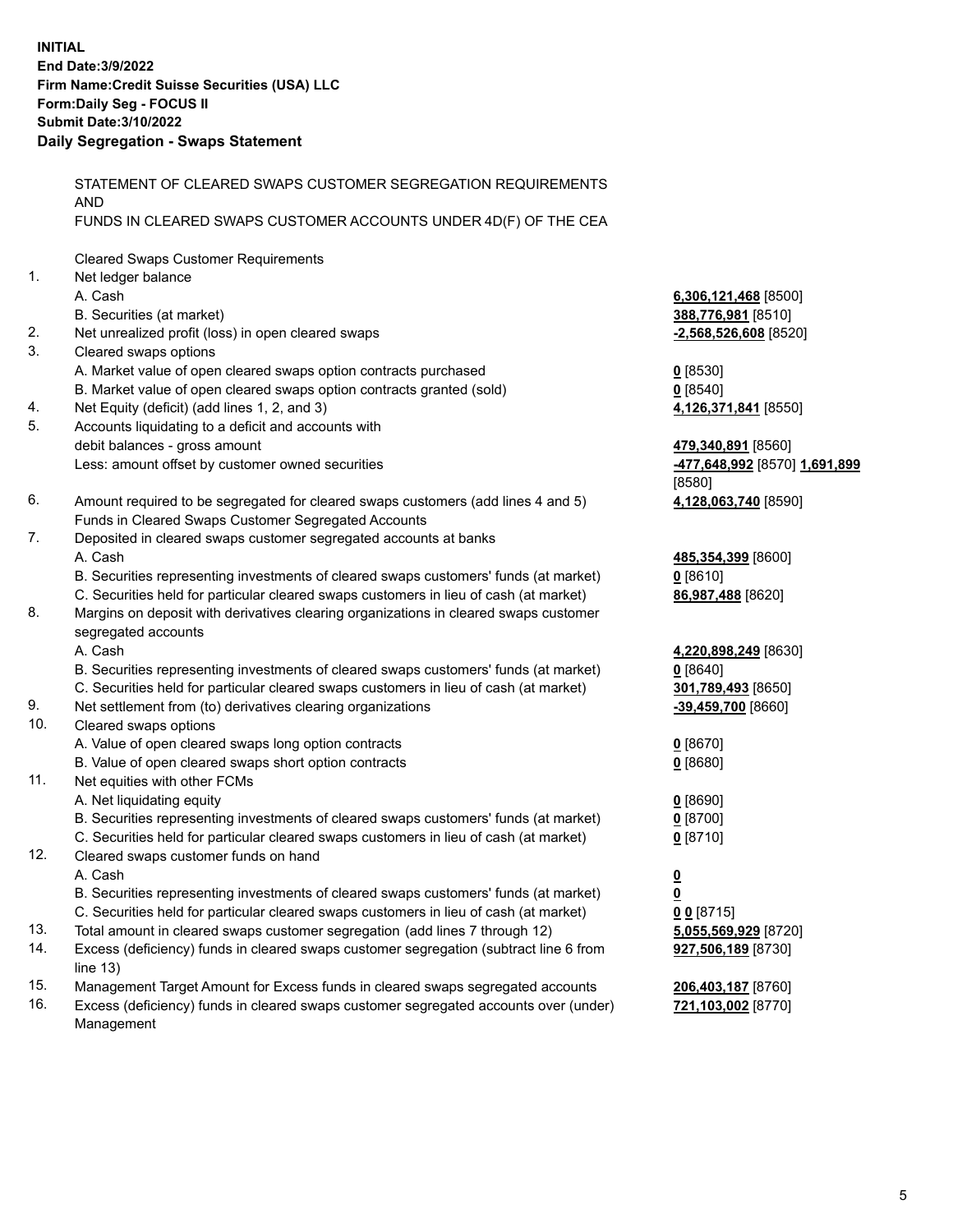**INITIAL**
**End Date:3/9/2022**
**Firm Name:Credit Suisse Securities (USA) LLC**
**Form:Daily Seg - FOCUS II**
**Submit Date:3/10/2022**
**Daily Segregation - Swaps Statement**

STATEMENT OF CLEARED SWAPS CUSTOMER SEGREGATION REQUIREMENTS AND FUNDS IN CLEARED SWAPS CUSTOMER ACCOUNTS UNDER 4D(F) OF THE CEA

| | | |
|---|---|---|
| | Cleared Swaps Customer Requirements | |
| 1. | Net ledger balance | |
| | A. Cash | **6,306,121,468** [8500] |
| | B. Securities (at market) | **388,776,981** [8510] |
| 2. | Net unrealized profit (loss) in open cleared swaps | **-2,568,526,608** [8520] |
| 3. | Cleared swaps options | |
| | A. Market value of open cleared swaps option contracts purchased | **0** [8530] |
| | B. Market value of open cleared swaps option contracts granted (sold) | **0** [8540] |
| 4. | Net Equity (deficit) (add lines 1, 2, and 3) | **4,126,371,841** [8550] |
| 5. | Accounts liquidating to a deficit and accounts with debit balances - gross amount | **479,340,891** [8560] |
| | Less: amount offset by customer owned securities | **-477,648,992** [8570] **1,691,899** [8580] |
| 6. | Amount required to be segregated for cleared swaps customers (add lines 4 and 5) | **4,128,063,740** [8590] |
| | Funds in Cleared Swaps Customer Segregated Accounts | |
| 7. | Deposited in cleared swaps customer segregated accounts at banks | |
| | A. Cash | **485,354,399** [8600] |
| | B. Securities representing investments of cleared swaps customers' funds (at market) | **0** [8610] |
| | C. Securities held for particular cleared swaps customers in lieu of cash (at market) | **86,987,488** [8620] |
| 8. | Margins on deposit with derivatives clearing organizations in cleared swaps customer segregated accounts | |
| | A. Cash | **4,220,898,249** [8630] |
| | B. Securities representing investments of cleared swaps customers' funds (at market) | **0** [8640] |
| | C. Securities held for particular cleared swaps customers in lieu of cash (at market) | **301,789,493** [8650] |
| 9. | Net settlement from (to) derivatives clearing organizations | **-39,459,700** [8660] |
| 10. | Cleared swaps options | |
| | A. Value of open cleared swaps long option contracts | **0** [8670] |
| | B. Value of open cleared swaps short option contracts | **0** [8680] |
| 11. | Net equities with other FCMs | |
| | A. Net liquidating equity | **0** [8690] |
| | B. Securities representing investments of cleared swaps customers' funds (at market) | **0** [8700] |
| | C. Securities held for particular cleared swaps customers in lieu of cash (at market) | **0** [8710] |
| 12. | Cleared swaps customer funds on hand | |
| | A. Cash | **0** |
| | B. Securities representing investments of cleared swaps customers' funds (at market) | **0** |
| | C. Securities held for particular cleared swaps customers in lieu of cash (at market) | **0** **0** [8715] |
| 13. | Total amount in cleared swaps customer segregation (add lines 7 through 12) | **5,055,569,929** [8720] |
| 14. | Excess (deficiency) funds in cleared swaps customer segregation (subtract line 6 from line 13) | **927,506,189** [8730] |
| 15. | Management Target Amount for Excess funds in cleared swaps segregated accounts | **206,403,187** [8760] |
| 16. | Excess (deficiency) funds in cleared swaps customer segregated accounts over (under) Management | **721,103,002** [8770] |